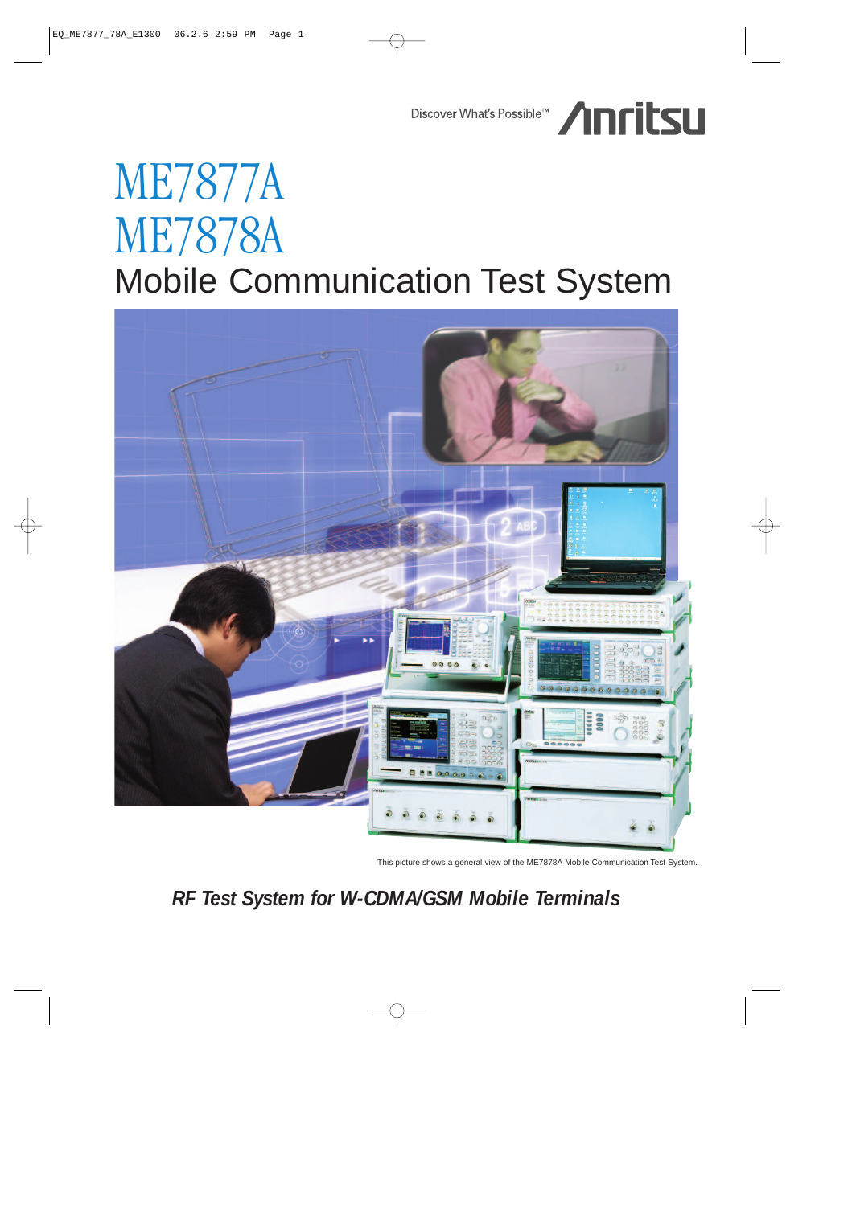Discover What's Possible™

# ME7877A
# ME7878A
## Mobile Communication Test System

This picture shows a general view of the ME7878A Mobile Communication Test System.

***RF Test System for W-CDMA/GSM Mobile Terminals***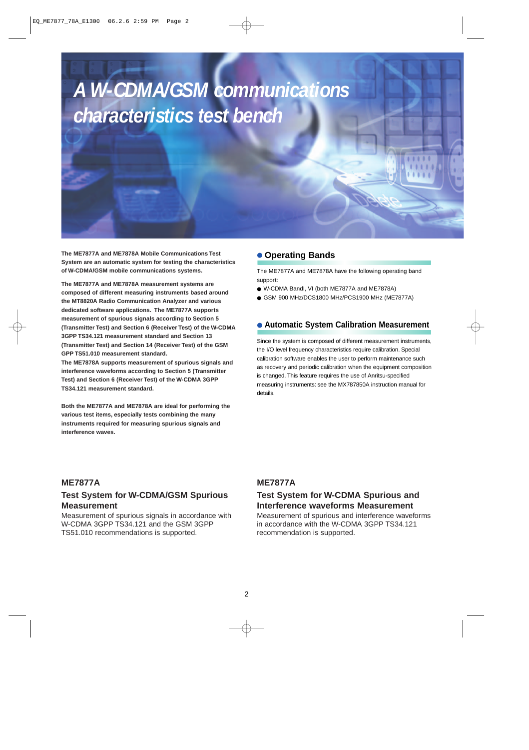# A W-CDMA/GSM communications characteristics test bench

**The ME7877A and ME7878A Mobile Communications Test System are an automatic system for testing the characteristics of W-CDMA/GSM mobile communications systems.**

**The ME7877A and ME7878A measurement systems are composed of different measuring instruments based around the MT8820A Radio Communication Analyzer and various dedicated software applications. The ME7877A supports measurement of spurious signals according to Section 5 (Transmitter Test) and Section 6 (Receiver Test) of the W-CDMA 3GPP TS34.121 measurement standard and Section 13 (Transmitter Test) and Section 14 (Receiver Test) of the GSM GPP TS51.010 measurement standard.**
**The ME7878A supports measurement of spurious signals and interference waveforms according to Section 5 (Transmitter Test) and Section 6 (Receiver Test) of the W-CDMA 3GPP TS34.121 measurement standard.**

**Both the ME7877A and ME7878A are ideal for performing the various test items, especially tests combining the many instruments required for measuring spurious signals and interference waves.**

## ● Operating Bands

The ME7877A and ME7878A have the following operating band support:

- W-CDMA BandI, VI (both ME7877A and ME7878A)
- GSM 900 MHz/DCS1800 MHz/PCS1900 MHz (ME7877A)

## ● Automatic System Calibration Measurement

Since the system is composed of different measurement instruments, the I/O level frequency characteristics require calibration. Special calibration software enables the user to perform maintenance such as recovery and periodic calibration when the equipment composition is changed. This feature requires the use of Anritsu-specified measuring instruments: see the MX787850A instruction manual for details.

## ME7877A

### Test System for W-CDMA/GSM Spurious Measurement

Measurement of spurious signals in accordance with W-CDMA 3GPP TS34.121 and the GSM 3GPP TS51.010 recommendations is supported.

## ME7877A

### Test System for W-CDMA Spurious and Interference waveforms Measurement

Measurement of spurious and interference waveforms in accordance with the W-CDMA 3GPP TS34.121 recommendation is supported.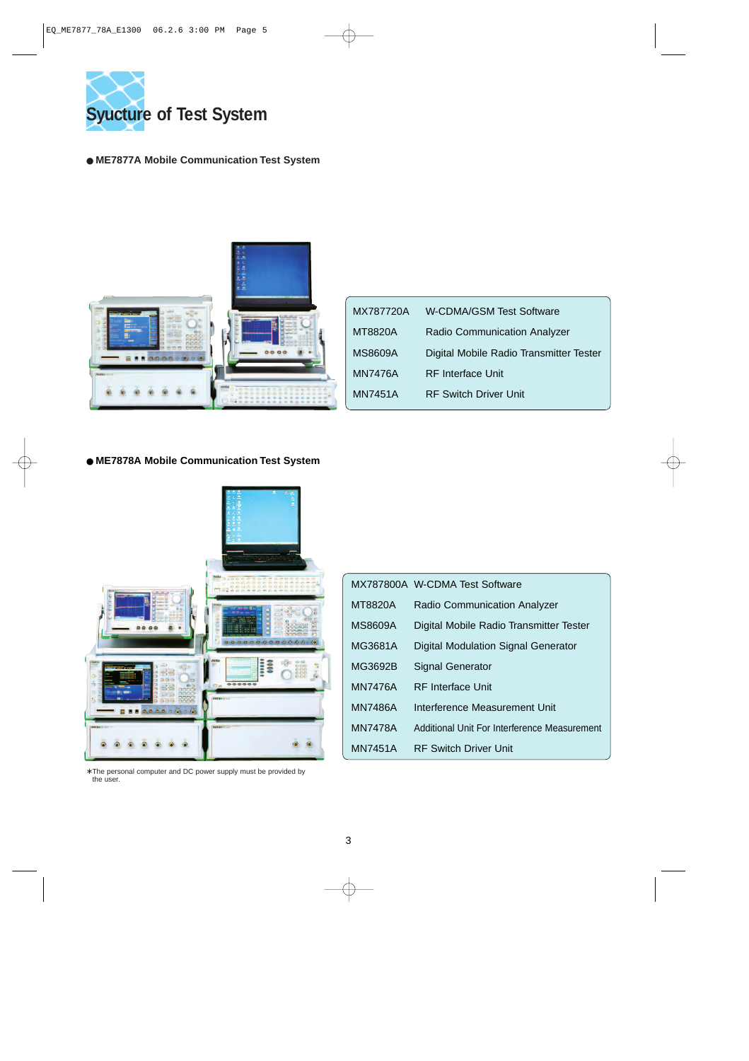# Syucture of Test System

● **ME7877A Mobile Communication Test System**

| | |
|---|---|
| MX787720A | W-CDMA/GSM Test Software |
| MT8820A | Radio Communication Analyzer |
| MS8609A | Digital Mobile Radio Transmitter Tester |
| MN7476A | RF Interface Unit |
| MN7451A | RF Switch Driver Unit |

● **ME7878A Mobile Communication Test System**

| | |
|---|---|
| MX787800A | W-CDMA Test Software |
| MT8820A | Radio Communication Analyzer |
| MS8609A | Digital Mobile Radio Transmitter Tester |
| MG3681A | Digital Modulation Signal Generator |
| MG3692B | Signal Generator |
| MN7476A | RF Interface Unit |
| MN7486A | Interference Measurement Unit |
| MN7478A | Additional Unit For Interference Measurement |
| MN7451A | RF Switch Driver Unit |

*The personal computer and DC power supply must be provided by the user.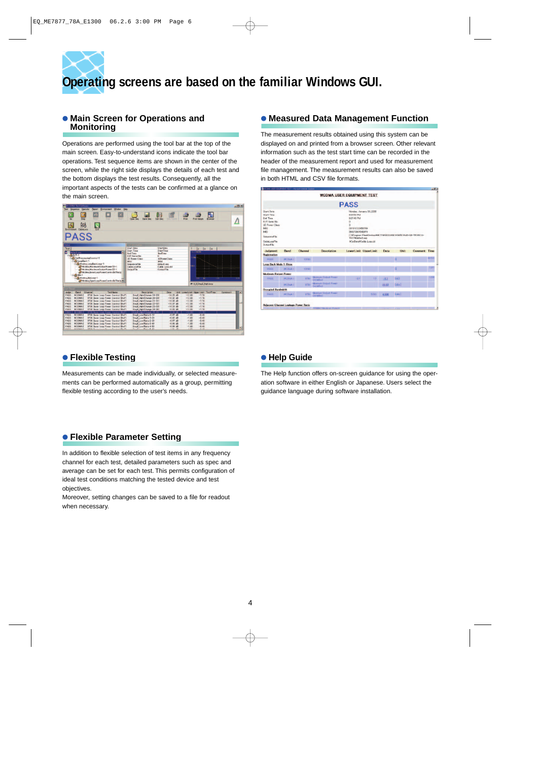# Operating screens are based on the familiar Windows GUI.

## Main Screen for Operations and Monitoring

Operations are performed using the tool bar at the top of the main screen. Easy-to-understand icons indicate the tool bar operations. Test sequence items are shown in the center of the screen, while the right side displays the details of each test and the bottom displays the test results. Consequently, all the important aspects of the tests can be confirmed at a glance on the main screen.

## Measured Data Management Function

The measurement results obtained using this system can be displayed on and printed from a browser screen. Other relevant information such as the test start time can be recorded in the header of the measurement report and used for measurement file management. The measurement results can also be saved in both HTML and CSV file formats.

## Flexible Testing

Measurements can be made individually, or selected measurements can be performed automatically as a group, permitting flexible testing according to the user's needs.

## Help Guide

The Help function offers on-screen guidance for using the operation software in either English or Japanese. Users select the guidance language during software installation.

## Flexible Parameter Setting

In addition to flexible selection of test items in any frequency channel for each test, detailed parameters such as spec and average can be set for each test. This permits configuration of ideal test conditions matching the tested device and test objectives.

Moreover, setting changes can be saved to a file for readout when necessary.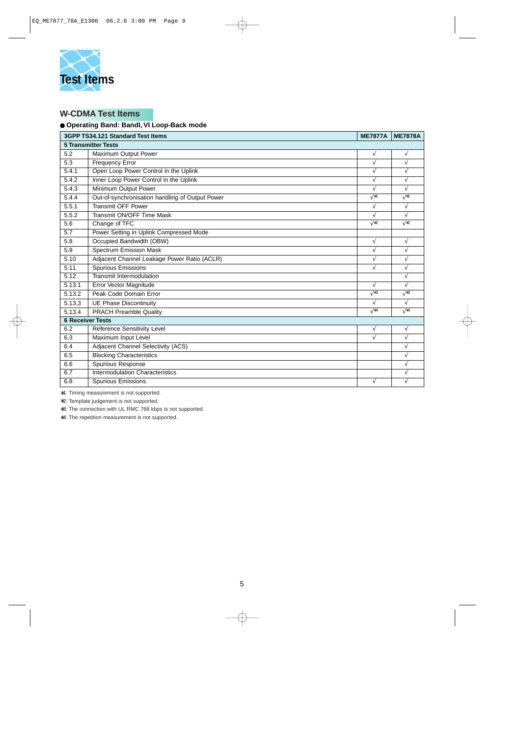# Test Items

## W-CDMA Test Items

● **Operating Band: BandI, VI Loop-Back mode**

| 3GPP TS34.121 Standard Test Items | | ME7877A | ME7878A |
|---|---|---|---|
| **5 Transmitter Tests** | | | |
| 5.2 | Maximum Output Power | √ | √ |
| 5.3 | Frequency Error | √ | √ |
| 5.4.1 | Open Loop Power Control in the Uplink | √ | √ |
| 5.4.2 | Inner Loop Power Control in the Uplink | √ | √ |
| 5.4.3 | Minimum Output Power | √ | √ |
| 5.4.4 | Out-of-synchronisation handling of Output Power | √*1 | √*1 |
| 5.5.1 | Transmit OFF Power | √ | √ |
| 5.5.2 | Transmit ON/OFF Time Mask | √ | √ |
| 5.6 | Change of TFC | √*2 | √*2 |
| 5.7 | Power Setting in Uplink Compressed Mode | | |
| 5.8 | Occupied Bandwidth (OBW) | √ | √ |
| 5.9 | Spectrum Emission Mask | √ | √ |
| 5.10 | Adjacent Channel Leakage Power Ratio (ACLR) | √ | √ |
| 5.11 | Spurious Emissions | √ | √ |
| 5.12 | Transmit Intermodulation | | √ |
| 5.13.1 | Error Vector Magnitude | √ | √ |
| 5.13.2 | Peak Code Domain Error | √*3 | √*3 |
| 5.13.3 | UE Phase Discontinuity | √ | √ |
| 5.13.4 | PRACH Preamble Quality | √*4 | √*4 |
| **6 Receiver Tests** | | | |
| 6.2 | Reference Sensitivity Level | √ | √ |
| 6.3 | Maximum Input Level | √ | √ |
| 6.4 | Adjacent Channel Selectivity (ACS) | | √ |
| 6.5 | Blocking Characteristics | | √ |
| 6.6 | Spurious Response | | √ |
| 6.7 | Intermodulation Characteristics | | √ |
| 6.8 | Spurious Emissions | √ | √ |

*1: Timing measurement is not supported.

*2: Template judgement is not supported.

*3: The connection with UL RMC 768 kbps is not supported.

*4: The repetition measurement is not supported.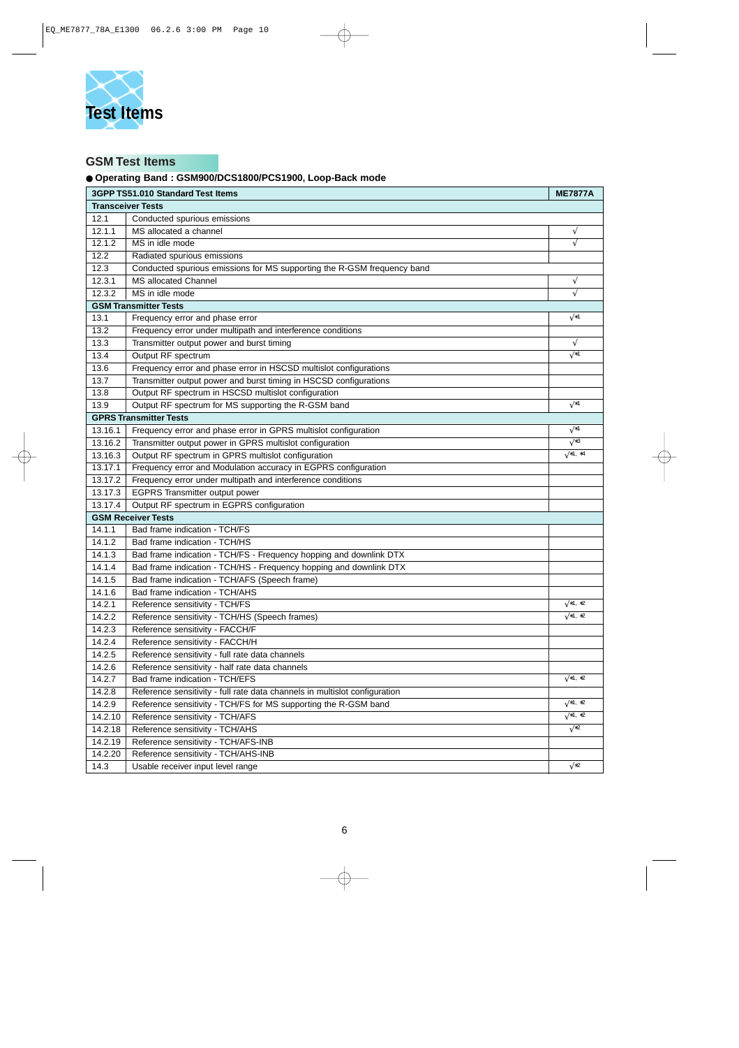# Test Items

## GSM Test Items

● **Operating Band : GSM900/DCS1800/PCS1900, Loop-Back mode**

| 3GPP TS51.010 Standard Test Items | | ME7877A |
|---|---|---|
| **Transceiver Tests** | | |
| 12.1 | Conducted spurious emissions | |
| 12.1.1 | MS allocated a channel | √ |
| 12.1.2 | MS in idle mode | √ |
| 12.2 | Radiated spurious emissions | |
| 12.3 | Conducted spurious emissions for MS supporting the R-GSM frequency band | |
| 12.3.1 | MS allocated Channel | √ |
| 12.3.2 | MS in idle mode | √ |
| **GSM Transmitter Tests** | | |
| 13.1 | Frequency error and phase error | √*1 |
| 13.2 | Frequency error under multipath and interference conditions | |
| 13.3 | Transmitter output power and burst timing | √ |
| 13.4 | Output RF spectrum | √*1 |
| 13.6 | Frequency error and phase error in HSCSD multislot configurations | |
| 13.7 | Transmitter output power and burst timing in HSCSD configurations | |
| 13.8 | Output RF spectrum in HSCSD multislot configuration | |
| 13.9 | Output RF spectrum for MS supporting the R-GSM band | √*1 |
| **GPRS Transmitter Tests** | | |
| 13.16.1 | Frequency error and phase error in GPRS multislot configuration | √*1 |
| 13.16.2 | Transmitter output power in GPRS multislot configuration | √*3 |
| 13.16.3 | Output RF spectrum in GPRS multislot configuration | √*1, *4 |
| 13.17.1 | Frequency error and Modulation accuracy in EGPRS configuration | |
| 13.17.2 | Frequency error under multipath and interference conditions | |
| 13.17.3 | EGPRS Transmitter output power | |
| 13.17.4 | Output RF spectrum in EGPRS configuration | |
| **GSM Receiver Tests** | | |
| 14.1.1 | Bad frame indication - TCH/FS | |
| 14.1.2 | Bad frame indication - TCH/HS | |
| 14.1.3 | Bad frame indication - TCH/FS - Frequency hopping and downlink DTX | |
| 14.1.4 | Bad frame indication - TCH/HS - Frequency hopping and downlink DTX | |
| 14.1.5 | Bad frame indication - TCH/AFS (Speech frame) | |
| 14.1.6 | Bad frame indication - TCH/AHS | |
| 14.2.1 | Reference sensitivity - TCH/FS | √*1, *2 |
| 14.2.2 | Reference sensitivity - TCH/HS (Speech frames) | √*1, *2 |
| 14.2.3 | Reference sensitivity - FACCH/F | |
| 14.2.4 | Reference sensitivity - FACCH/H | |
| 14.2.5 | Reference sensitivity - full rate data channels | |
| 14.2.6 | Reference sensitivity - half rate data channels | |
| 14.2.7 | Bad frame indication - TCH/EFS | √*1, *2 |
| 14.2.8 | Reference sensitivity - full rate data channels in multislot configuration | |
| 14.2.9 | Reference sensitivity - TCH/FS for MS supporting the R-GSM band | √*1, *2 |
| 14.2.10 | Reference sensitivity - TCH/AFS | √*1, *2 |
| 14.2.18 | Reference sensitivity - TCH/AHS | √*2 |
| 14.2.19 | Reference sensitivity - TCH/AFS-INB | |
| 14.2.20 | Reference sensitivity - TCH/AHS-INB | |
| 14.3 | Usable receiver input level range | √*2 |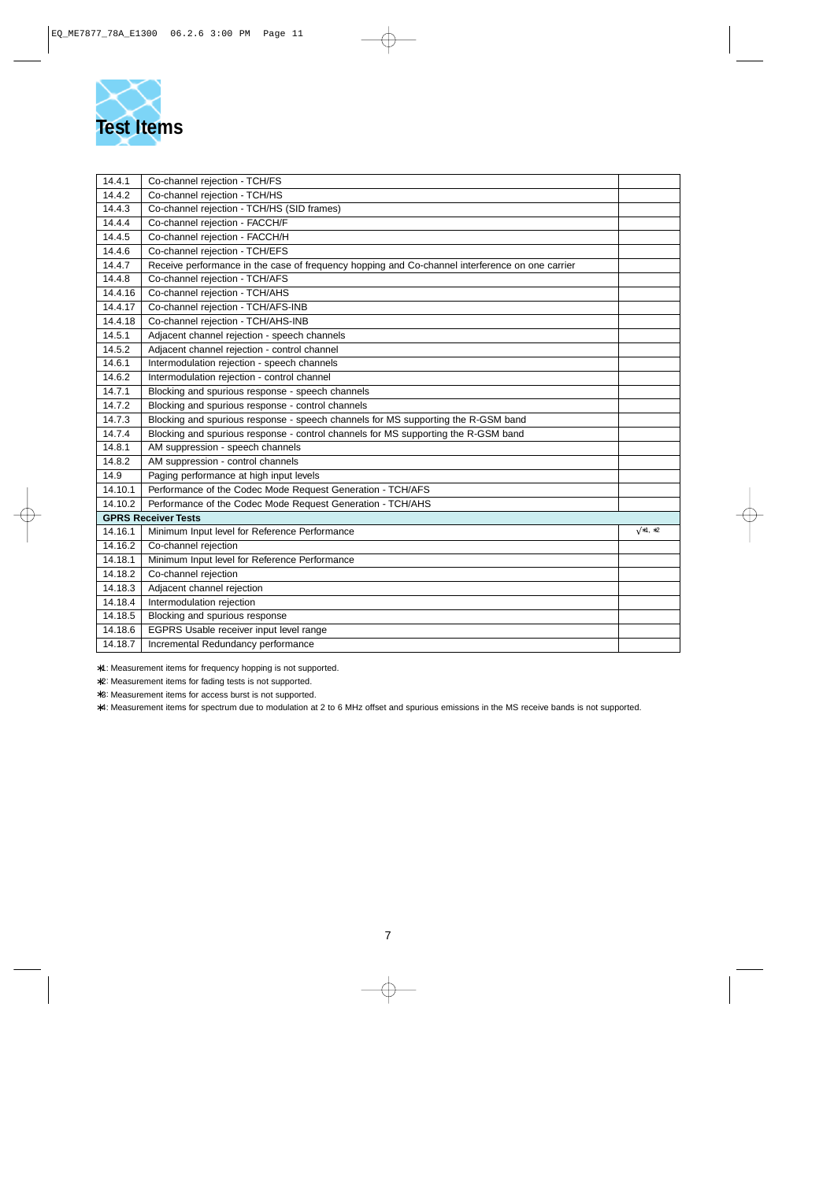# Test Items

| | | |
|---|---|---|
| 14.4.1 | Co-channel rejection - TCH/FS | |
| 14.4.2 | Co-channel rejection - TCH/HS | |
| 14.4.3 | Co-channel rejection - TCH/HS (SID frames) | |
| 14.4.4 | Co-channel rejection - FACCH/F | |
| 14.4.5 | Co-channel rejection - FACCH/H | |
| 14.4.6 | Co-channel rejection - TCH/EFS | |
| 14.4.7 | Receive performance in the case of frequency hopping and Co-channel interference on one carrier | |
| 14.4.8 | Co-channel rejection - TCH/AFS | |
| 14.4.16 | Co-channel rejection - TCH/AHS | |
| 14.4.17 | Co-channel rejection - TCH/AFS-INB | |
| 14.4.18 | Co-channel rejection - TCH/AHS-INB | |
| 14.5.1 | Adjacent channel rejection - speech channels | |
| 14.5.2 | Adjacent channel rejection - control channel | |
| 14.6.1 | Intermodulation rejection - speech channels | |
| 14.6.2 | Intermodulation rejection - control channel | |
| 14.7.1 | Blocking and spurious response - speech channels | |
| 14.7.2 | Blocking and spurious response - control channels | |
| 14.7.3 | Blocking and spurious response - speech channels for MS supporting the R-GSM band | |
| 14.7.4 | Blocking and spurious response - control channels for MS supporting the R-GSM band | |
| 14.8.1 | AM suppression - speech channels | |
| 14.8.2 | AM suppression - control channels | |
| 14.9 | Paging performance at high input levels | |
| 14.10.1 | Performance of the Codec Mode Request Generation - TCH/AFS | |
| 14.10.2 | Performance of the Codec Mode Request Generation - TCH/AHS | |
| **GPRS Receiver Tests** | | |
| 14.16.1 | Minimum Input level for Reference Performance | √*1, *2 |
| 14.16.2 | Co-channel rejection | |
| 14.18.1 | Minimum Input level for Reference Performance | |
| 14.18.2 | Co-channel rejection | |
| 14.18.3 | Adjacent channel rejection | |
| 14.18.4 | Intermodulation rejection | |
| 14.18.5 | Blocking and spurious response | |
| 14.18.6 | EGPRS Usable receiver input level range | |
| 14.18.7 | Incremental Redundancy performance | |

*1: Measurement items for frequency hopping is not supported.

*2: Measurement items for fading tests is not supported.

*3: Measurement items for access burst is not supported.

*4: Measurement items for spectrum due to modulation at 2 to 6 MHz offset and spurious emissions in the MS receive bands is not supported.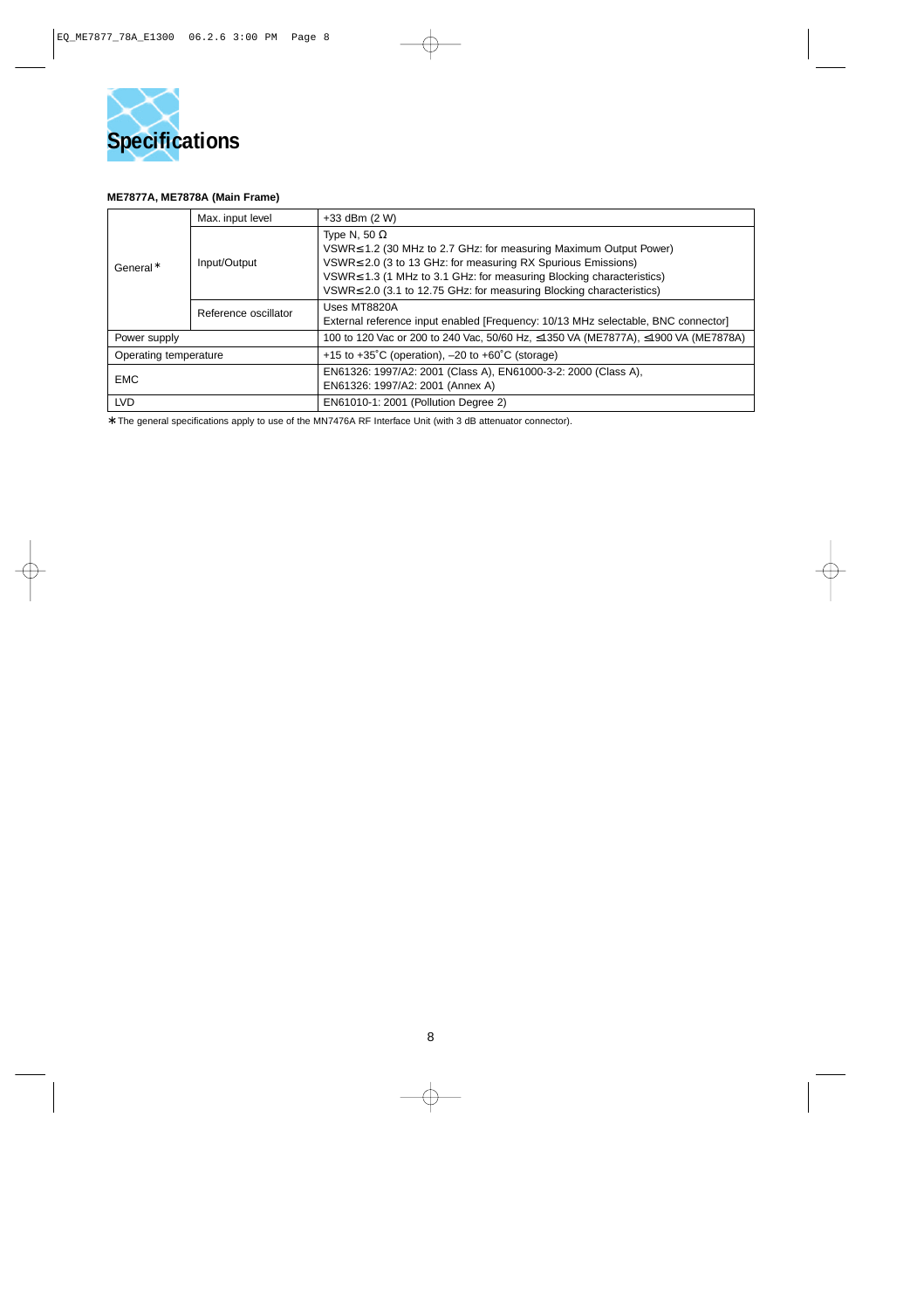# Specifications

**ME7877A, ME7878A (Main Frame)**

| | | |
|---|---|---|
| General* | Max. input level | +33 dBm (2 W) |
| | Input/Output | Type N, 50 Ω<br>VSWR≤1.2 (30 MHz to 2.7 GHz: for measuring Maximum Output Power)<br>VSWR≤2.0 (3 to 13 GHz: for measuring RX Spurious Emissions)<br>VSWR≤1.3 (1 MHz to 3.1 GHz: for measuring Blocking characteristics)<br>VSWR≤2.0 (3.1 to 12.75 GHz: for measuring Blocking characteristics) |
| | Reference oscillator | Uses MT8820A<br>External reference input enabled [Frequency: 10/13 MHz selectable, BNC connector] |
| Power supply | | 100 to 120 Vac or 200 to 240 Vac, 50/60 Hz, ≤1350 VA (ME7877A), ≤1900 VA (ME7878A) |
| Operating temperature | | +15 to +35˚C (operation), –20 to +60˚C (storage) |
| EMC | | EN61326: 1997/A2: 2001 (Class A), EN61000-3-2: 2000 (Class A),<br>EN61326: 1997/A2: 2001 (Annex A) |
| LVD | | EN61010-1: 2001 (Pollution Degree 2) |

* The general specifications apply to use of the MN7476A RF Interface Unit (with 3 dB attenuator connector).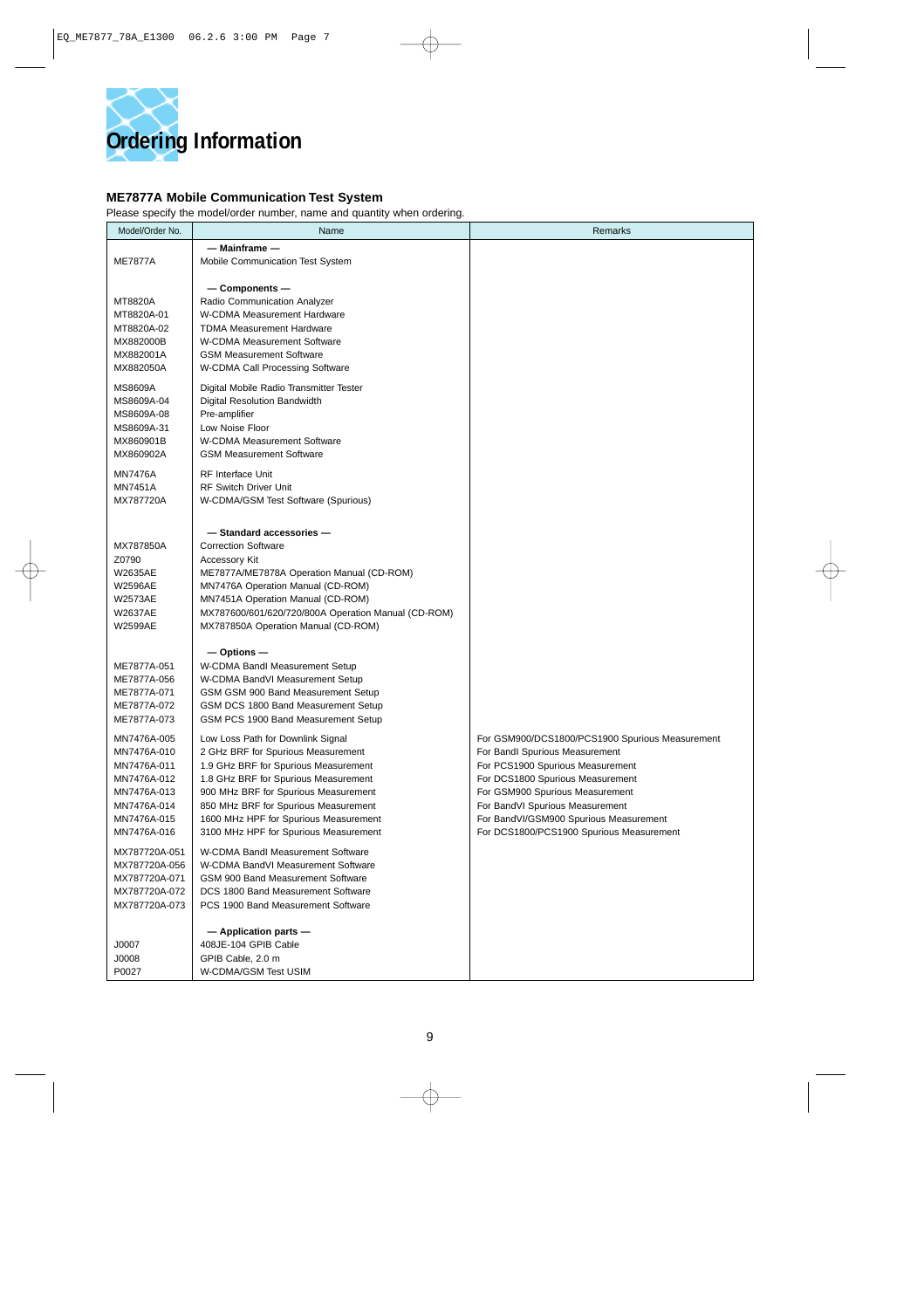# Ordering Information

## ME7877A Mobile Communication Test System

Please specify the model/order number, name and quantity when ordering.

| Model/Order No. | Name | Remarks |
|---|---|---|
| | **— Mainframe —** | |
| ME7877A | Mobile Communication Test System | |
| | **— Components —** | |
| MT8820A | Radio Communication Analyzer | |
| MT8820A-01 | W-CDMA Measurement Hardware | |
| MT8820A-02 | TDMA Measurement Hardware | |
| MX882000B | W-CDMA Measurement Software | |
| MX882001A | GSM Measurement Software | |
| MX882050A | W-CDMA Call Processing Software | |
| MS8609A | Digital Mobile Radio Transmitter Tester | |
| MS8609A-04 | Digital Resolution Bandwidth | |
| MS8609A-08 | Pre-amplifier | |
| MS8609A-31 | Low Noise Floor | |
| MX860901B | W-CDMA Measurement Software | |
| MX860902A | GSM Measurement Software | |
| MN7476A | RF Interface Unit | |
| MN7451A | RF Switch Driver Unit | |
| MX787720A | W-CDMA/GSM Test Software (Spurious) | |
| | **— Standard accessories —** | |
| MX787850A | Correction Software | |
| Z0790 | Accessory Kit | |
| W2635AE | ME7877A/ME7878A Operation Manual (CD-ROM) | |
| W2596AE | MN7476A Operation Manual (CD-ROM) | |
| W2573AE | MN7451A Operation Manual (CD-ROM) | |
| W2637AE | MX787600/601/620/720/800A Operation Manual (CD-ROM) | |
| W2599AE | MX787850A Operation Manual (CD-ROM) | |
| | **— Options —** | |
| ME7877A-051 | W-CDMA BandI Measurement Setup | |
| ME7877A-056 | W-CDMA BandVI Measurement Setup | |
| ME7877A-071 | GSM GSM 900 Band Measurement Setup | |
| ME7877A-072 | GSM DCS 1800 Band Measurement Setup | |
| ME7877A-073 | GSM PCS 1900 Band Measurement Setup | |
| MN7476A-005 | Low Loss Path for Downlink Signal | For GSM900/DCS1800/PCS1900 Spurious Measurement |
| MN7476A-010 | 2 GHz BRF for Spurious Measurement | For BandI Spurious Measurement |
| MN7476A-011 | 1.9 GHz BRF for Spurious Measurement | For PCS1900 Spurious Measurement |
| MN7476A-012 | 1.8 GHz BRF for Spurious Measurement | For DCS1800 Spurious Measurement |
| MN7476A-013 | 900 MHz BRF for Spurious Measurement | For GSM900 Spurious Measurement |
| MN7476A-014 | 850 MHz BRF for Spurious Measurement | For BandVI Spurious Measurement |
| MN7476A-015 | 1600 MHz HPF for Spurious Measurement | For BandVI/GSM900 Spurious Measurement |
| MN7476A-016 | 3100 MHz HPF for Spurious Measurement | For DCS1800/PCS1900 Spurious Measurement |
| MX787720A-051 | W-CDMA BandI Measurement Software | |
| MX787720A-056 | W-CDMA BandVI Measurement Software | |
| MX787720A-071 | GSM 900 Band Measurement Software | |
| MX787720A-072 | DCS 1800 Band Measurement Software | |
| MX787720A-073 | PCS 1900 Band Measurement Software | |
| | **— Application parts —** | |
| J0007 | 408JE-104 GPIB Cable | |
| J0008 | GPIB Cable, 2.0 m | |
| P0027 | W-CDMA/GSM Test USIM | |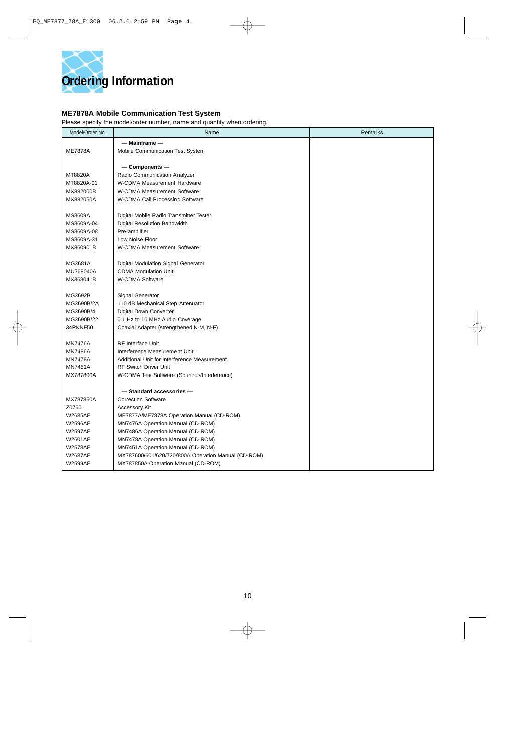# Ordering Information

### ME7878A Mobile Communication Test System

Please specify the model/order number, name and quantity when ordering.

| Model/Order No. | Name | Remarks |
|---|---|---|
| | **— Mainframe —** | |
| ME7878A | Mobile Communication Test System | |
| | | |
| | **— Components —** | |
| MT8820A | Radio Communication Analyzer | |
| MT8820A-01 | W-CDMA Measurement Hardware | |
| MX882000B | W-CDMA Measurement Software | |
| MX882050A | W-CDMA Call Processing Software | |
| | | |
| MS8609A | Digital Mobile Radio Transmitter Tester | |
| MS8609A-04 | Digital Resolution Bandwidth | |
| MS8609A-08 | Pre-amplifier | |
| MS8609A-31 | Low Noise Floor | |
| MX860901B | W-CDMA Measurement Software | |
| | | |
| MG3681A | Digital Modulation Signal Generator | |
| MU368040A | CDMA Modulation Unit | |
| MX368041B | W-CDMA Software | |
| | | |
| MG3692B | Signal Generator | |
| MG3690B/2A | 110 dB Mechanical Step Attenuator | |
| MG3690B/4 | Digital Down Converter | |
| MG3690B/22 | 0.1 Hz to 10 MHz Audio Coverage | |
| 34RKNF50 | Coaxial Adapter (strengthened K-M, N-F) | |
| | | |
| MN7476A | RF Interface Unit | |
| MN7486A | Interference Measurement Unit | |
| MN7478A | Additional Unit for Interference Measurement | |
| MN7451A | RF Switch Driver Unit | |
| MX787800A | W-CDMA Test Software (Spurious/Interference) | |
| | | |
| | **— Standard accessories —** | |
| MX787850A | Correction Software | |
| Z0760 | Accessory Kit | |
| W2635AE | ME7877A/ME7878A Operation Manual (CD-ROM) | |
| W2596AE | MN7476A Operation Manual (CD-ROM) | |
| W2597AE | MN7486A Operation Manual (CD-ROM) | |
| W2601AE | MN7478A Operation Manual (CD-ROM) | |
| W2573AE | MN7451A Operation Manual (CD-ROM) | |
| W2637AE | MX787600/601/620/720/800A Operation Manual (CD-ROM) | |
| W2599AE | MX787850A Operation Manual (CD-ROM) | |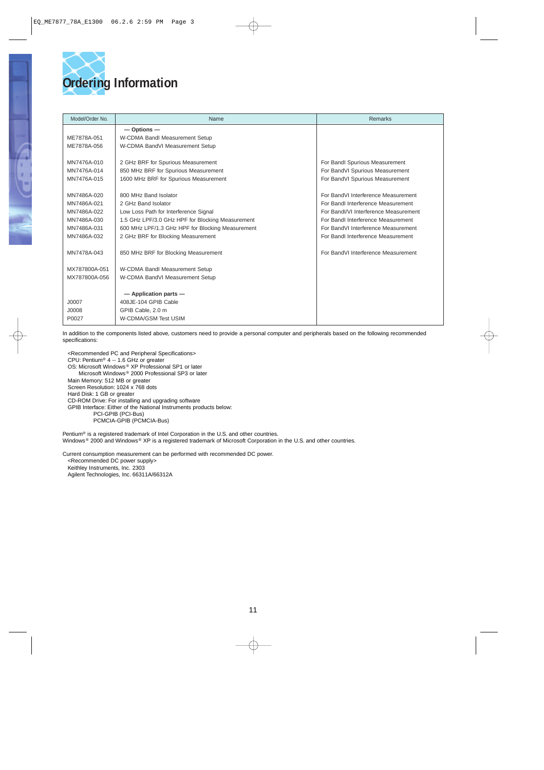# Ordering Information

| Model/Order No. | Name | Remarks |
|---|---|---|
| | **— Options —** | |
| ME7878A-051 | W-CDMA BandI Measurement Setup | |
| ME7878A-056 | W-CDMA BandVI Measurement Setup | |
| | | |
| MN7476A-010 | 2 GHz BRF for Spurious Measurement | For BandI Spurious Measurement |
| MN7476A-014 | 850 MHz BRF for Spurious Measurement | For BandVI Spurious Measurement |
| MN7476A-015 | 1600 MHz BRF for Spurious Measurement | For BandVI Spurious Measurement |
| | | |
| MN7486A-020 | 800 MHz Band Isolator | For BandVI Interference Measurement |
| MN7486A-021 | 2 GHz Band Isolator | For BandI Interference Measurement |
| MN7486A-022 | Low Loss Path for Interference Signal | For BandI/VI Interference Measurement |
| MN7486A-030 | 1.5 GHz LPF/3.0 GHz HPF for Blocking Measurement | For BandI Interference Measurement |
| MN7486A-031 | 600 MHz LPF/1.3 GHz HPF for Blocking Measurement | For BandVI Interference Measurement |
| MN7486A-032 | 2 GHz BRF for Blocking Measurement | For BandI Interference Measurement |
| | | |
| MN7478A-043 | 850 MHz BRF for Blocking Measurement | For BandVI Interference Measurement |
| | | |
| MX787800A-051 | W-CDMA BandI Measurement Setup | |
| MX787800A-056 | W-CDMA BandVI Measurement Setup | |
| | | |
| | **— Application parts —** | |
| J0007 | 408JE-104 GPIB Cable | |
| J0008 | GPIB Cable, 2.0 m | |
| P0027 | W-CDMA/GSM Test USIM | |

In addition to the components listed above, customers need to provide a personal computer and peripherals based on the following recommended specifications:

<Recommended PC and Peripheral Specifications>
CPU: Pentium® 4 -- 1.6 GHz or greater
OS: Microsoft Windows® XP Professional SP1 or later
Microsoft Windows® 2000 Professional SP3 or later
Main Memory: 512 MB or greater
Screen Resolution: 1024 x 768 dots
Hard Disk: 1 GB or greater
CD-ROM Drive: For installing and upgrading software
GPIB Interface: Either of the National Instruments products below:
PCI-GPIB (PCI-Bus)
PCMCIA-GPIB (PCMCIA-Bus)

Pentium® is a registered trademark of Intel Corporation in the U.S. and other countries.
Windows® 2000 and Windows® XP is a registered trademark of Microsoft Corporation in the U.S. and other countries.

Current consumption measurement can be performed with recommended DC power.
<Recommended DC power supply>
Keithley Instruments, Inc. 2303
Agilent Technologies, Inc. 66311A/66312A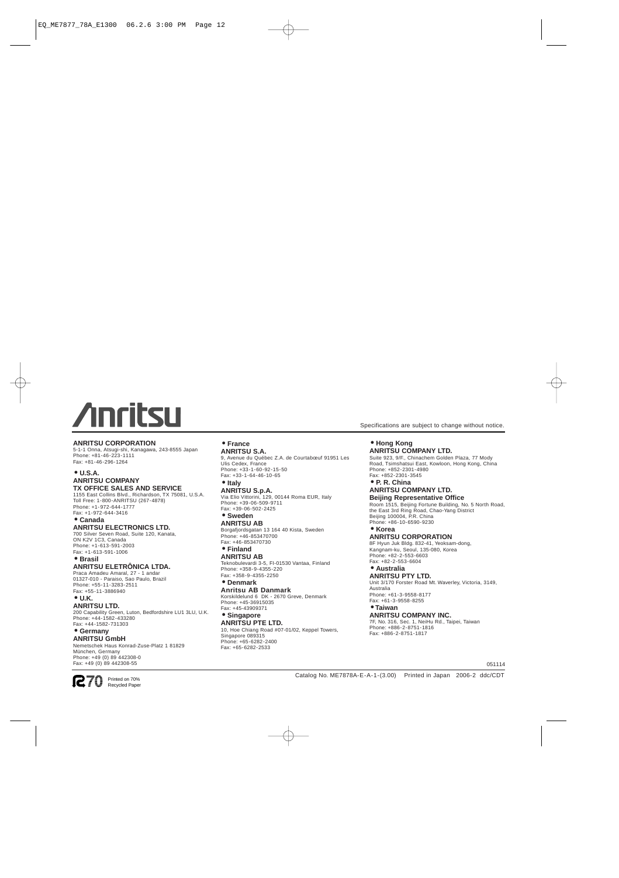# Anritsu

Specifications are subject to change without notice.

**ANRITSU CORPORATION**
5-1-1 Onna, Atsugi-shi, Kanagawa, 243-8555 Japan
Phone: +81-46-223-1111
Fax: +81-46-296-1264

**• U.S.A.**
**ANRITSU COMPANY**
**TX OFFICE SALES AND SERVICE**
1155 East Collins Blvd., Richardson, TX 75081, U.S.A.
Toll Free: 1-800-ANRITSU (267-4878)
Phone: +1-972-644-1777
Fax: +1-972-644-3416

**• Canada**
**ANRITSU ELECTRONICS LTD.**
700 Silver Seven Road, Suite 120, Kanata,
ON K2V 1C3, Canada
Phone: +1-613-591-2003
Fax: +1-613-591-1006

**• Brasil**
**ANRITSU ELETRÔNICA LTDA.**
Praca Amadeu Amaral, 27 - 1 andar
01327-010 - Paraiso, Sao Paulo, Brazil
Phone: +55-11-3283-2511
Fax: +55-11-3886940

**• U.K.**
**ANRITSU LTD.**
200 Capability Green, Luton, Bedfordshire LU1 3LU, U.K.
Phone: +44-1582-433280
Fax: +44-1582-731303

**• Germany**
**ANRITSU GmbH**
Nemetschek Haus Konrad-Zuse-Platz 1 81829
München, Germany
Phone: +49 (0) 89 442308-0
Fax: +49 (0) 89 442308-55

**• France**
**ANRITSU S.A.**
9, Avenue du Québec Z.A. de Courtabœuf 91951 Les Ulis Cedex, France
Phone: +33-1-60-92-15-50
Fax: +33-1-64-46-10-65

**• Italy**
**ANRITSU S.p.A.**
Via Elio Vittorini, 129, 00144 Roma EUR, Italy
Phone: +39-06-509-9711
Fax: +39-06-502-2425

**• Sweden**
**ANRITSU AB**
Borgafjordsgatan 13 164 40 Kista, Sweden
Phone: +46-853470700
Fax: +46-853470730

**• Finland**
**ANRITSU AB**
Teknobulevardi 3-5, FI-01530 Vantaa, Finland
Phone: +358-9-4355-220
Fax: +358-9-4355-2250

**• Denmark**
**Anritsu AB Danmark**
Korskildelund 6 DK - 2670 Greve, Denmark
Phone: +45-36915035
Fax: +45-43909371

**• Singapore**
**ANRITSU PTE LTD.**
10, Hoe Chiang Road #07-01/02, Keppel Towers, Singapore 089315
Phone: +65-6282-2400
Fax: +65-6282-2533

**• Hong Kong**
**ANRITSU COMPANY LTD.**
Suite 923, 9/F., Chinachem Golden Plaza, 77 Mody Road, Tsimshatsui East, Kowloon, Hong Kong, China
Phone: +852-2301-4980
Fax: +852-2301-3545

**• P. R. China**
**ANRITSU COMPANY LTD.**
**Beijing Representative Office**
Room 1515, Beijing Fortune Building, No. 5 North Road, the East 3rd Ring Road, Chao-Yang District
Beijing 100004, P.R. China
Phone: +86-10-6590-9230

**• Korea**
**ANRITSU CORPORATION**
8F Hyun Juk Bldg. 832-41, Yeoksam-dong,
Kangnam-ku, Seoul, 135-080, Korea
Phone: +82-2-553-6603
Fax: +82-2-553-6604

**• Australia**
**ANRITSU PTY LTD.**
Unit 3/170 Forster Road Mt. Waverley, Victoria, 3149, Australia
Phone: +61-3-9558-8177
Fax: +61-3-9558-8255

**• Taiwan**
**ANRITSU COMPANY INC.**
7F, No. 316, Sec. 1, NeiHu Rd., Taipei, Taiwan
Phone: +886-2-8751-1816
Fax: +886-2-8751-1817

051114

R70 Printed on 70% Recycled Paper

Catalog No. ME7878A-E-A-1-(3.00) Printed in Japan 2006-2 ddc/CDT